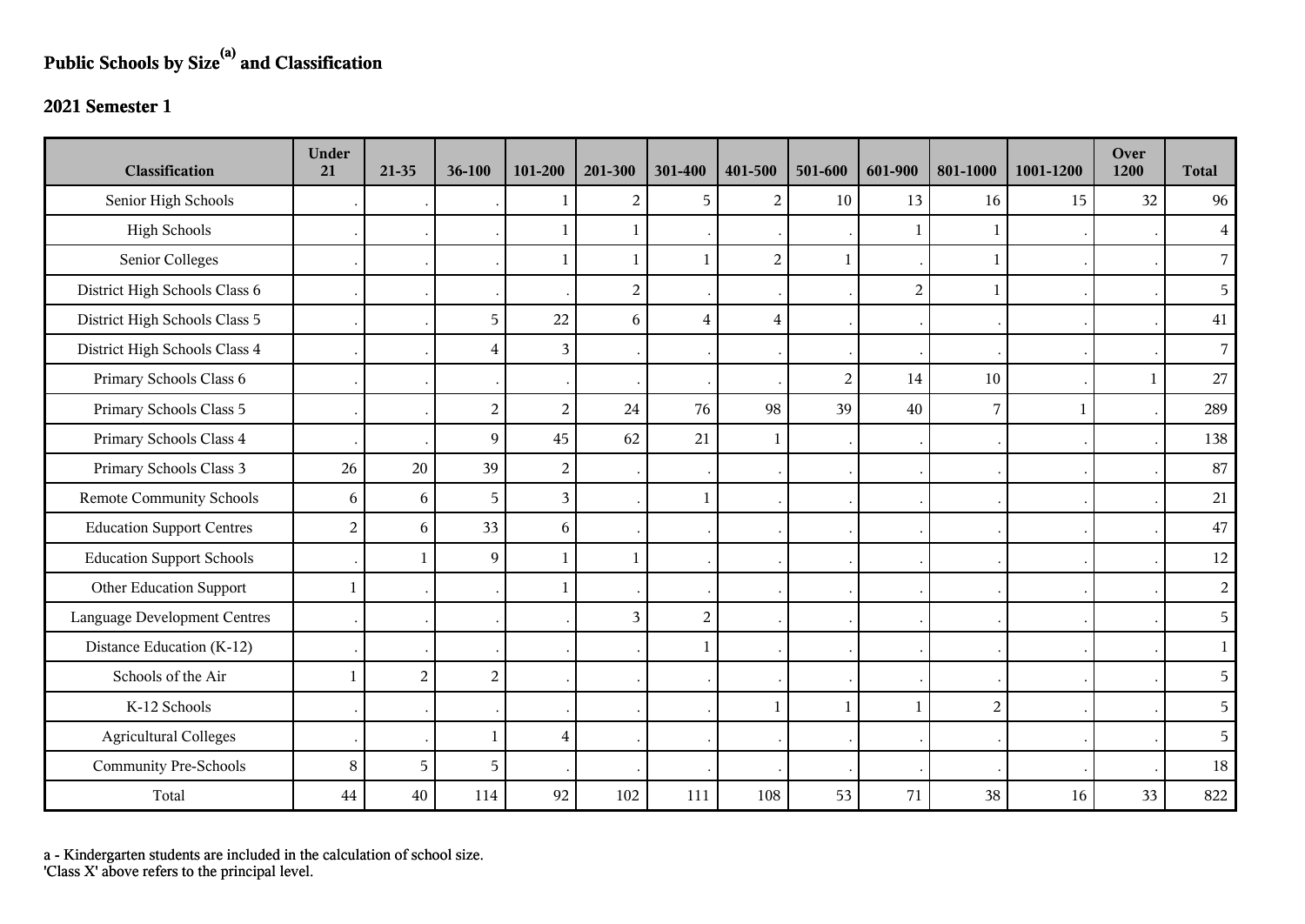# Public Schools by Size[a] and Classification

## 2021 Semester 1

| Classification | Under 21 | 21-35 | 36-100 | 101-200 | 201-300 | 301-400 | 401-500 | 501-600 | 601-900 | 801-1000 | 1001-1200 | Over 1200 | Total |
|---|---|---|---|---|---|---|---|---|---|---|---|---|---|
| Senior High Schools | . | . | . | 1 | 2 | 5 | 2 | 10 | 13 | 16 | 15 | 32 | 96 |
| High Schools | . | . | . | 1 | 1 | . | . | . | 1 | 1 | . | . | 4 |
| Senior Colleges | . | . | . | 1 | 1 | 1 | 2 | 1 | . | 1 | . | . | 7 |
| District High Schools Class 6 | . | . | . | . | 2 | . | . | . | 2 | 1 | . | . | 5 |
| District High Schools Class 5 | . | . | 5 | 22 | 6 | 4 | 4 | . | . | . | . | . | 41 |
| District High Schools Class 4 | . | . | 4 | 3 | . | . | . | . | . | . | . | . | 7 |
| Primary Schools Class 6 | . | . | . | . | . | . | . | 2 | 14 | 10 | . | 1 | 27 |
| Primary Schools Class 5 | . | . | 2 | 2 | 24 | 76 | 98 | 39 | 40 | 7 | 1 | . | 289 |
| Primary Schools Class 4 | . | . | 9 | 45 | 62 | 21 | 1 | . | . | . | . | . | 138 |
| Primary Schools Class 3 | 26 | 20 | 39 | 2 | . | . | . | . | . | . | . | . | 87 |
| Remote Community Schools | 6 | 6 | 5 | 3 | . | 1 | . | . | . | . | . | . | 21 |
| Education Support Centres | 2 | 6 | 33 | 6 | . | . | . | . | . | . | . | . | 47 |
| Education Support Schools | . | 1 | 9 | 1 | 1 | . | . | . | . | . | . | . | 12 |
| Other Education Support | 1 | . | . | 1 | . | . | . | . | . | . | . | . | 2 |
| Language Development Centres | . | . | . | . | 3 | 2 | . | . | . | . | . | . | 5 |
| Distance Education (K-12) | . | . | . | . | . | 1 | . | . | . | . | . | . | 1 |
| Schools of the Air | 1 | 2 | 2 | . | . | . | . | . | . | . | . | . | 5 |
| K-12 Schools | . | . | . | . | . | . | 1 | 1 | 1 | 2 | . | . | 5 |
| Agricultural Colleges | . | . | 1 | 4 | . | . | . | . | . | . | . | . | 5 |
| Community Pre-Schools | 8 | 5 | 5 | . | . | . | . | . | . | . | . | . | 18 |
| Total | 44 | 40 | 114 | 92 | 102 | 111 | 108 | 53 | 71 | 38 | 16 | 33 | 822 |

a - Kindergarten students are included in the calculation of school size.
'Class X' above refers to the principal level.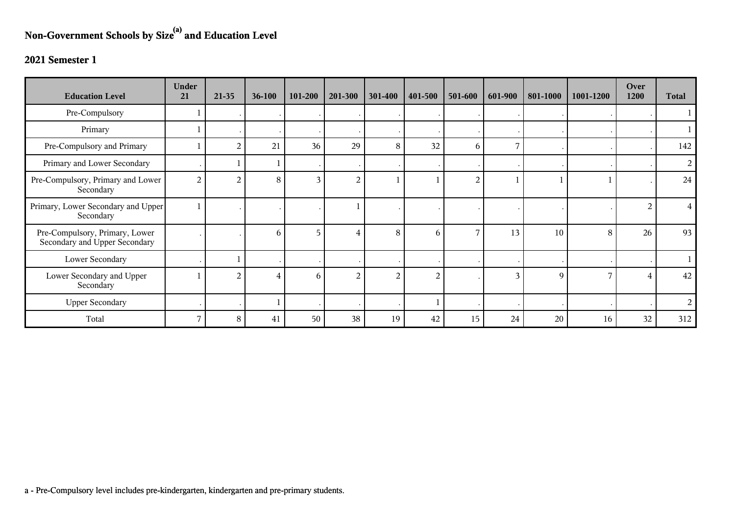# Non-Government Schools by Size[(a)] and Education Level

## 2021 Semester 1

| Education Level | Under 21 | 21-35 | 36-100 | 101-200 | 201-300 | 301-400 | 401-500 | 501-600 | 601-900 | 801-1000 | 1001-1200 | Over 1200 | Total |
|---|---|---|---|---|---|---|---|---|---|---|---|---|---|
| Pre-Compulsory | 1 | . | . | . | . | . | . | . | . | . | . | . | 1 |
| Primary | 1 | . | . | . | . | . | . | . | . | . | . | . | 1 |
| Pre-Compulsory and Primary | 1 | 2 | 21 | 36 | 29 | 8 | 32 | 6 | 7 | . | . | . | 142 |
| Primary and Lower Secondary | . | 1 | 1 | . | . | . | . | . | . | . | . | . | 2 |
| Pre-Compulsory, Primary and Lower Secondary | 2 | 2 | 8 | 3 | 2 | 1 | 1 | 2 | 1 | 1 | 1 | . | 24 |
| Primary, Lower Secondary and Upper Secondary | 1 | . | . | . | 1 | . | . | . | . | . | . | 2 | 4 |
| Pre-Compulsory, Primary, Lower Secondary and Upper Secondary | . | . | 6 | 5 | 4 | 8 | 6 | 7 | 13 | 10 | 8 | 26 | 93 |
| Lower Secondary | . | 1 | . | . | . | . | . | . | . | . | . | . | 1 |
| Lower Secondary and Upper Secondary | 1 | 2 | 4 | 6 | 2 | 2 | 2 | . | 3 | 9 | 7 | 4 | 42 |
| Upper Secondary | . | . | 1 | . | . | . | 1 | . | . | . | . | . | 2 |
| Total | 7 | 8 | 41 | 50 | 38 | 19 | 42 | 15 | 24 | 20 | 16 | 32 | 312 |

a - Pre-Compulsory level includes pre-kindergarten, kindergarten and pre-primary students.